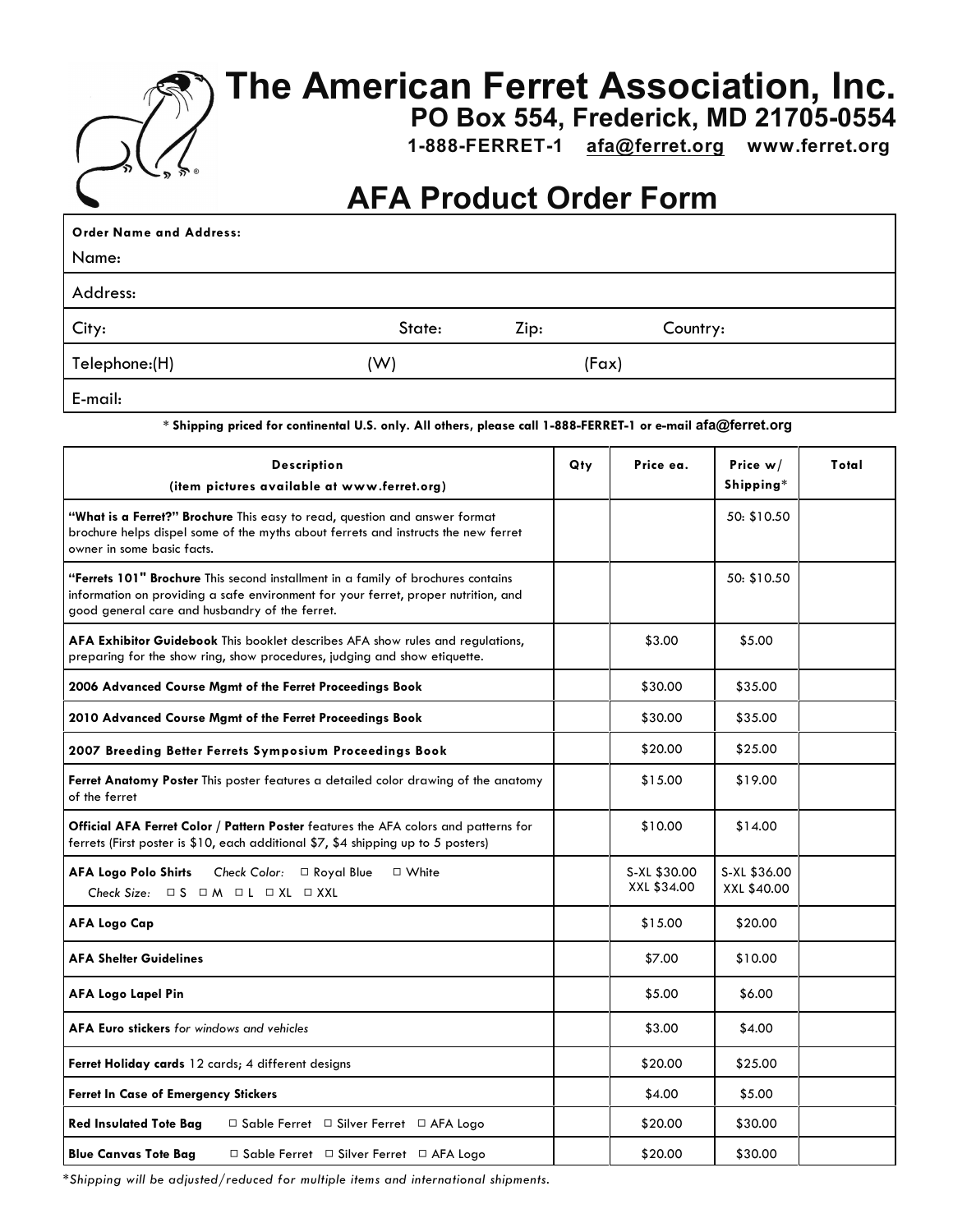# The American Ferret Association, Inc.

**PO Box 554, Frederick, MD 21705-0554**

**1-888-FERRET-1 afa@ferret.org www.ferret.org**

## AFA Product Order Form

**Order Name and Address:**

Name:

Address:

City: State: Zip: Country:

Telephone:(H) (W) (Fax)

E-mail:

**\* Shipping priced for continental U.S. only. All others, please call 1-888-FERRET-1 or e-mail afa@ferret.org**

| **Description** (item pictures available at www.ferret.org) | **Qty** | **Price ea.** | **Price w/ Shipping*** | **Total** |
|---|---|---|---|---|
| **"What is a Ferret?" Brochure** This easy to read, question and answer format brochure helps dispel some of the myths about ferrets and instructs the new ferret owner in some basic facts. | | | 50: $10.50 | |
| **"Ferrets 101" Brochure** This second installment in a family of brochures contains information on providing a safe environment for your ferret, proper nutrition, and good general care and husbandry of the ferret. | | | 50: $10.50 | |
| **AFA Exhibitor Guidebook** This booklet describes AFA show rules and regulations, preparing for the show ring, show procedures, judging and show etiquette. | | $3.00 | $5.00 | |
| **2006 Advanced Course Mgmt of the Ferret Proceedings Book** | | $30.00 | $35.00 | |
| **2010 Advanced Course Mgmt of the Ferret Proceedings Book** | | $30.00 | $35.00 | |
| **2007 Breeding Better Ferrets Symposium Proceedings Book** | | $20.00 | $25.00 | |
| **Ferret Anatomy Poster** This poster features a detailed color drawing of the anatomy of the ferret | | $15.00 | $19.00 | |
| **Official AFA Ferret Color / Pattern Poster** features the AFA colors and patterns for ferrets (First poster is $10, each additional $7, $4 shipping up to 5 posters) | | $10.00 | $14.00 | |
| **AFA Logo Polo Shirts** *Check Color:* ☐ Royal Blue ☐ White *Check Size:* ☐ S ☐ M ☐ L ☐ XL ☐ XXL | | S-XL $30.00 XXL $34.00 | S-XL $36.00 XXL $40.00 | |
| **AFA Logo Cap** | | $15.00 | $20.00 | |
| **AFA Shelter Guidelines** | | $7.00 | $10.00 | |
| **AFA Logo Lapel Pin** | | $5.00 | $6.00 | |
| **AFA Euro stickers** *for windows and vehicles* | | $3.00 | $4.00 | |
| **Ferret Holiday cards** 12 cards; 4 different designs | | $20.00 | $25.00 | |
| **Ferret In Case of Emergency Stickers** | | $4.00 | $5.00 | |
| **Red Insulated Tote Bag** ☐ Sable Ferret ☐ Silver Ferret ☐ AFA Logo | | $20.00 | $30.00 | |
| **Blue Canvas Tote Bag** ☐ Sable Ferret ☐ Silver Ferret ☐ AFA Logo | | $20.00 | $30.00 | |

*\*Shipping will be adjusted/reduced for multiple items and international shipments.*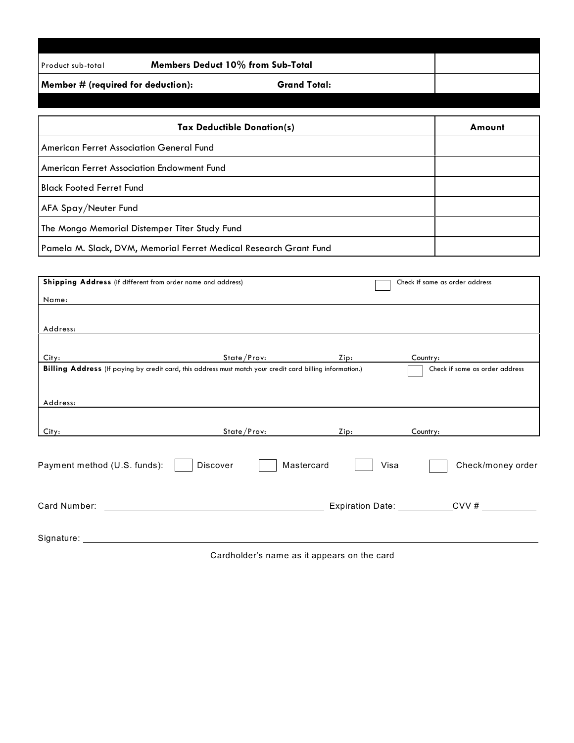| | |
|---|---|
| Product sub-total **Members Deduct 10% from Sub-Total** | |
| **Member # (required for deduction): Grand Total:** | |

| **Tax Deductible Donation(s)** | **Amount** |
|---|---|
| American Ferret Association General Fund | |
| American Ferret Association Endowment Fund | |
| Black Footed Ferret Fund | |
| AFA Spay/Neuter Fund | |
| The Mongo Memorial Distemper Titer Study Fund | |
| Pamela M. Slack, DVM, Memorial Ferret Medical Research Grant Fund | |

**Shipping Address** (if different from order name and address) ☐ Check if same as order address

Name:

Address:

City: State/Prov: Zip: Country:

**Billing Address** (If paying by credit card, this address must match your credit card billing information.) ☐ Check if same as order address

Address:

City: State/Prov: Zip: Country:

Payment method (U.S. funds): ☐ Discover ☐ Mastercard ☐ Visa ☐ Check/money order

Card Number: ______________________ Expiration Date: __________ CVV # __________

Signature: ____________________________________________

Cardholder's name as it appears on the card